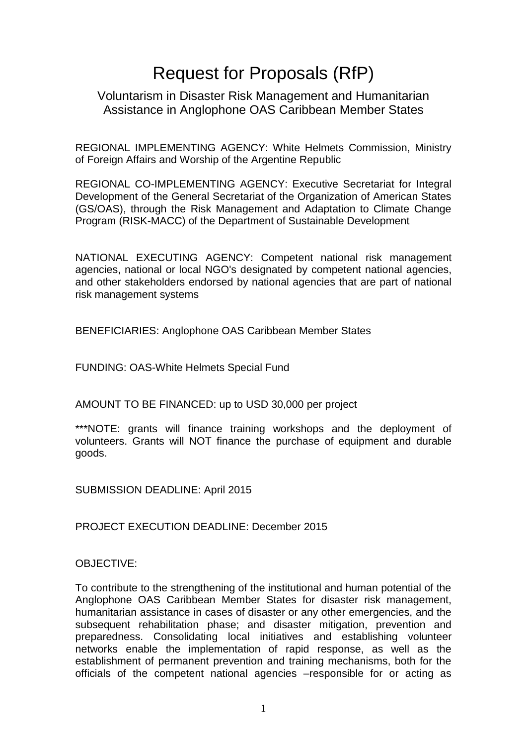# Request for Proposals (RfP)

## Voluntarism in Disaster Risk Management and Humanitarian Assistance in Anglophone OAS Caribbean Member States

REGIONAL IMPLEMENTING AGENCY: White Helmets Commission, Ministry of Foreign Affairs and Worship of the Argentine Republic

REGIONAL CO-IMPLEMENTING AGENCY: Executive Secretariat for Integral Development of the General Secretariat of the Organization of American States (GS/OAS), through the Risk Management and Adaptation to Climate Change Program (RISK-MACC) of the Department of Sustainable Development

NATIONAL EXECUTING AGENCY: Competent national risk management agencies, national or local NGO's designated by competent national agencies, and other stakeholders endorsed by national agencies that are part of national risk management systems

BENEFICIARIES: Anglophone OAS Caribbean Member States

FUNDING: OAS-White Helmets Special Fund

AMOUNT TO BE FINANCED: up to USD 30,000 per project

***NOTE: grants will finance training workshops and the deployment of volunteers. Grants will NOT finance the purchase of equipment and durable goods.

SUBMISSION DEADLINE: April 2015

PROJECT EXECUTION DEADLINE: December 2015

OBJECTIVE:

To contribute to the strengthening of the institutional and human potential of the Anglophone OAS Caribbean Member States for disaster risk management, humanitarian assistance in cases of disaster or any other emergencies, and the subsequent rehabilitation phase; and disaster mitigation, prevention and preparedness. Consolidating local initiatives and establishing volunteer networks enable the implementation of rapid response, as well as the establishment of permanent prevention and training mechanisms, both for the officials of the competent national agencies –responsible for or acting as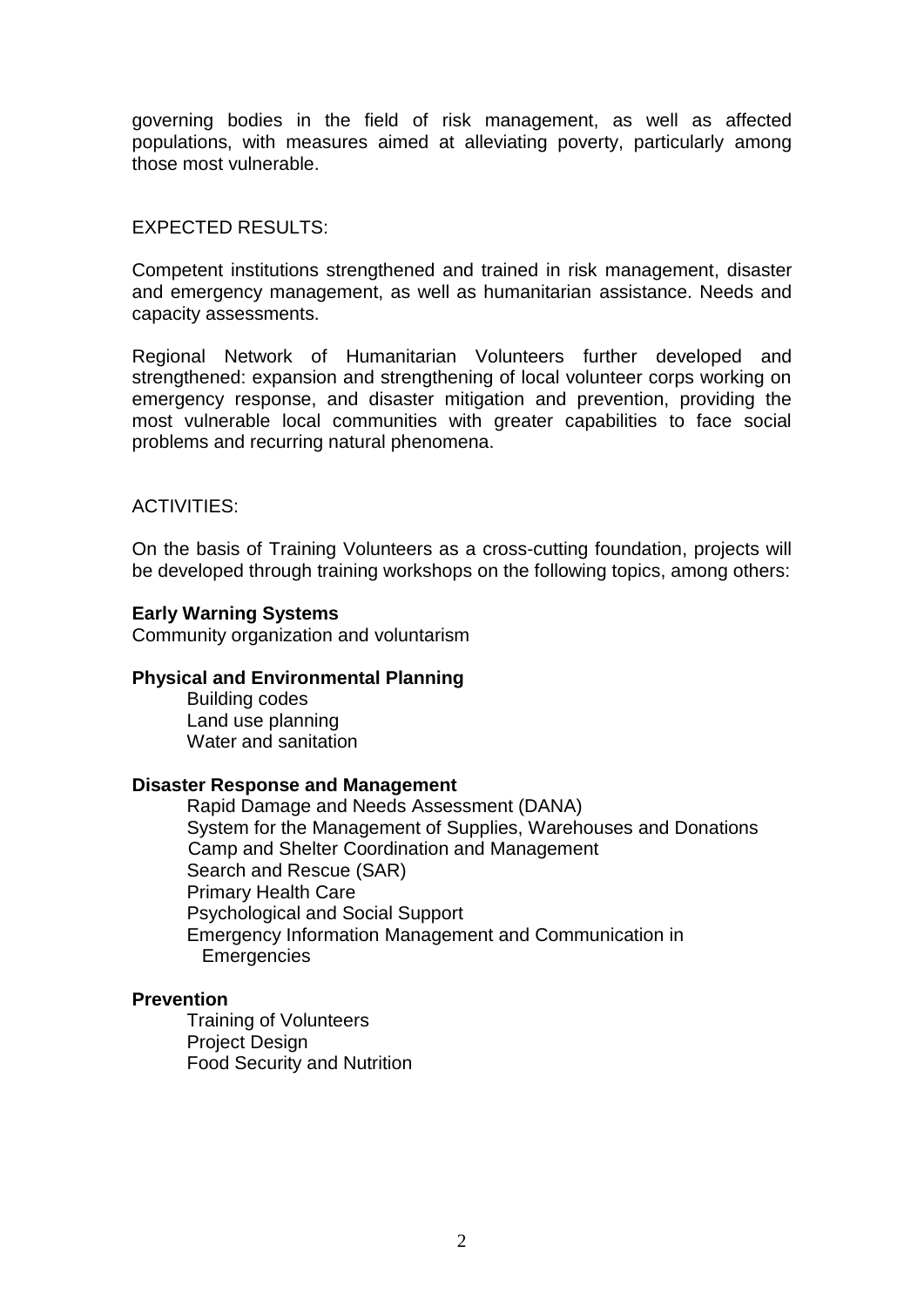governing bodies in the field of risk management, as well as affected populations, with measures aimed at alleviating poverty, particularly among those most vulnerable.

EXPECTED RESULTS:

Competent institutions strengthened and trained in risk management, disaster and emergency management, as well as humanitarian assistance. Needs and capacity assessments.

Regional Network of Humanitarian Volunteers further developed and strengthened: expansion and strengthening of local volunteer corps working on emergency response, and disaster mitigation and prevention, providing the most vulnerable local communities with greater capabilities to face social problems and recurring natural phenomena.

ACTIVITIES:

On the basis of Training Volunteers as a cross-cutting foundation, projects will be developed through training workshops on the following topics, among others:

**Early Warning Systems**
Community organization and voluntarism

**Physical and Environmental Planning**

- Building codes
- Land use planning
- Water and sanitation

**Disaster Response and Management**

- Rapid Damage and Needs Assessment (DANA)
- System for the Management of Supplies, Warehouses and Donations
- Camp and Shelter Coordination and Management
- Search and Rescue (SAR)
- Primary Health Care
- Psychological and Social Support
- Emergency Information Management and Communication in Emergencies

**Prevention**

- Training of Volunteers
- Project Design
- Food Security and Nutrition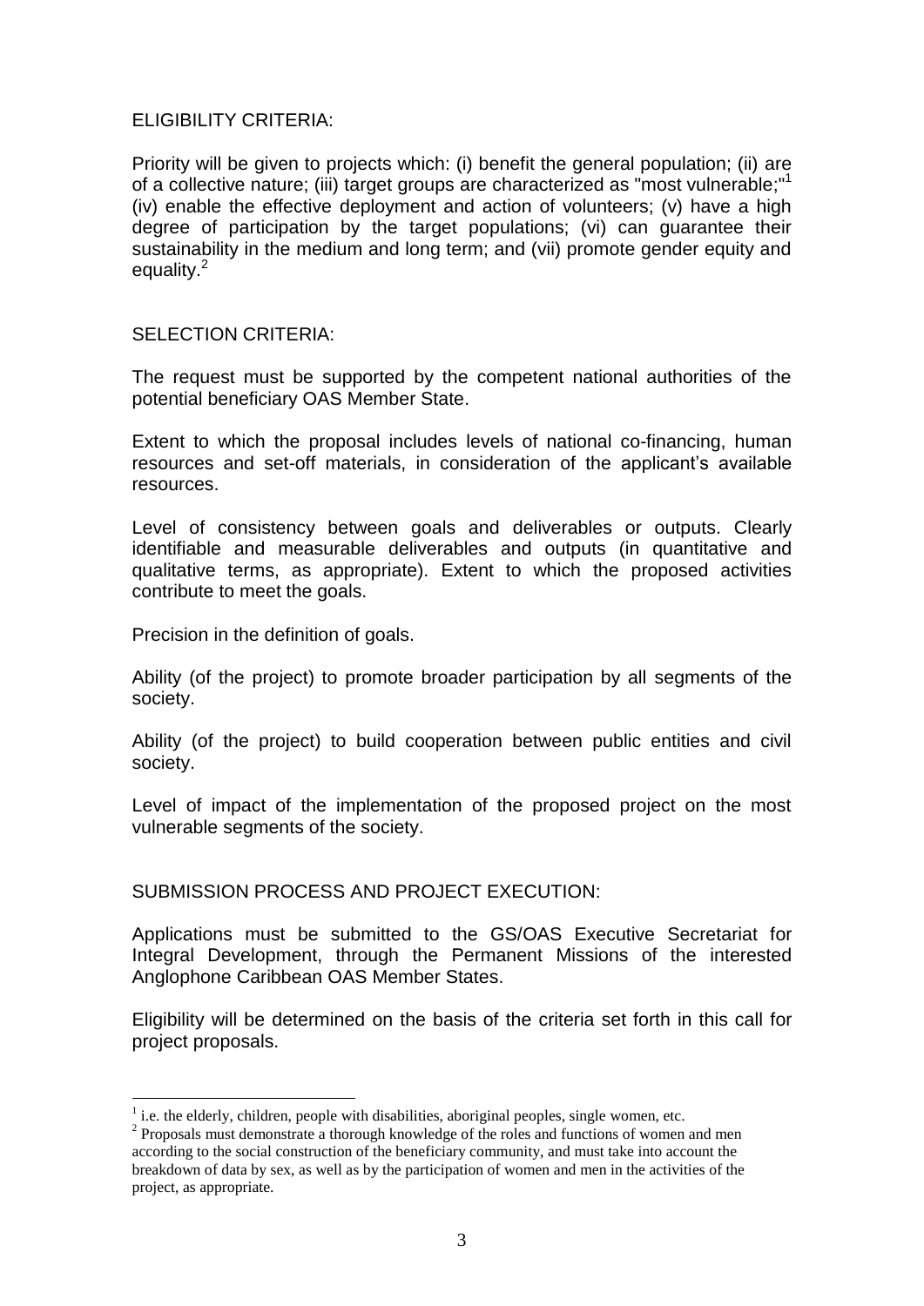## ELIGIBILITY CRITERIA:

Priority will be given to projects which: (i) benefit the general population; (ii) are of a collective nature; (iii) target groups are characterized as "most vulnerable;"[1] (iv) enable the effective deployment and action of volunteers; (v) have a high degree of participation by the target populations; (vi) can guarantee their sustainability in the medium and long term; and (vii) promote gender equity and equality.[2]

## SELECTION CRITERIA:

The request must be supported by the competent national authorities of the potential beneficiary OAS Member State.

Extent to which the proposal includes levels of national co-financing, human resources and set-off materials, in consideration of the applicant's available resources.

Level of consistency between goals and deliverables or outputs. Clearly identifiable and measurable deliverables and outputs (in quantitative and qualitative terms, as appropriate). Extent to which the proposed activities contribute to meet the goals.

Precision in the definition of goals.

Ability (of the project) to promote broader participation by all segments of the society.

Ability (of the project) to build cooperation between public entities and civil society.

Level of impact of the implementation of the proposed project on the most vulnerable segments of the society.

## SUBMISSION PROCESS AND PROJECT EXECUTION:

Applications must be submitted to the GS/OAS Executive Secretariat for Integral Development, through the Permanent Missions of the interested Anglophone Caribbean OAS Member States.

Eligibility will be determined on the basis of the criteria set forth in this call for project proposals.

---

[1] i.e. the elderly, children, people with disabilities, aboriginal peoples, single women, etc.

[2] Proposals must demonstrate a thorough knowledge of the roles and functions of women and men according to the social construction of the beneficiary community, and must take into account the breakdown of data by sex, as well as by the participation of women and men in the activities of the project, as appropriate.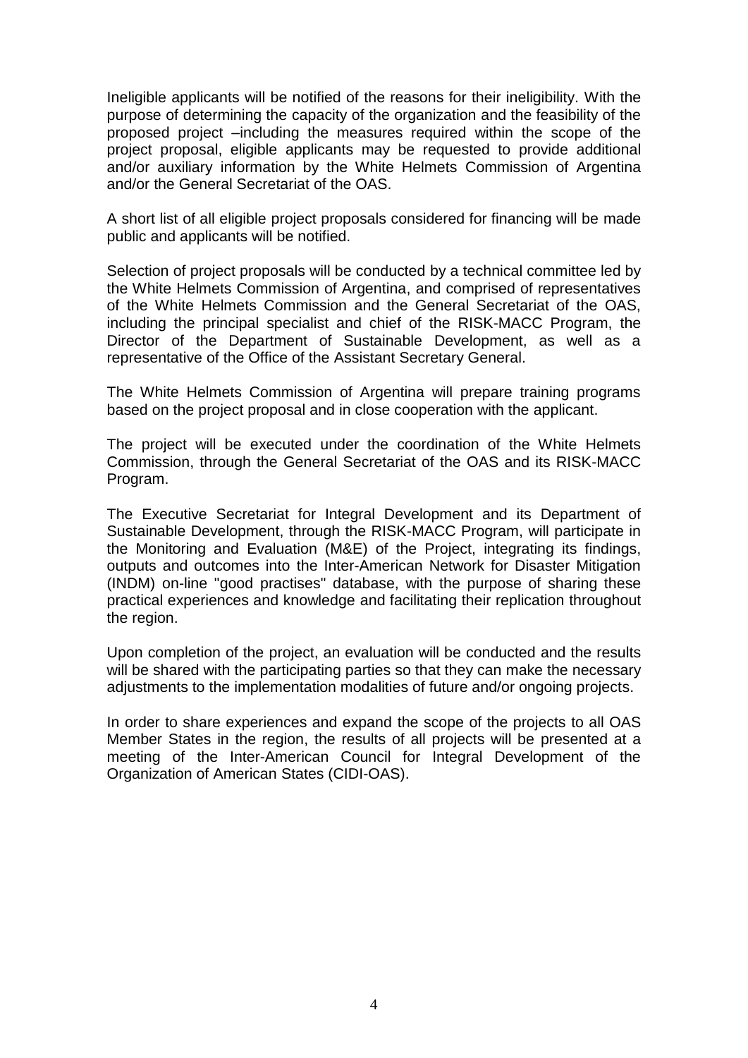Ineligible applicants will be notified of the reasons for their ineligibility. With the purpose of determining the capacity of the organization and the feasibility of the proposed project –including the measures required within the scope of the project proposal, eligible applicants may be requested to provide additional and/or auxiliary information by the White Helmets Commission of Argentina and/or the General Secretariat of the OAS.

A short list of all eligible project proposals considered for financing will be made public and applicants will be notified.

Selection of project proposals will be conducted by a technical committee led by the White Helmets Commission of Argentina, and comprised of representatives of the White Helmets Commission and the General Secretariat of the OAS, including the principal specialist and chief of the RISK-MACC Program, the Director of the Department of Sustainable Development, as well as a representative of the Office of the Assistant Secretary General.

The White Helmets Commission of Argentina will prepare training programs based on the project proposal and in close cooperation with the applicant.

The project will be executed under the coordination of the White Helmets Commission, through the General Secretariat of the OAS and its RISK-MACC Program.

The Executive Secretariat for Integral Development and its Department of Sustainable Development, through the RISK-MACC Program, will participate in the Monitoring and Evaluation (M&E) of the Project, integrating its findings, outputs and outcomes into the Inter-American Network for Disaster Mitigation (INDM) on-line "good practises" database, with the purpose of sharing these practical experiences and knowledge and facilitating their replication throughout the region.

Upon completion of the project, an evaluation will be conducted and the results will be shared with the participating parties so that they can make the necessary adjustments to the implementation modalities of future and/or ongoing projects.

In order to share experiences and expand the scope of the projects to all OAS Member States in the region, the results of all projects will be presented at a meeting of the Inter-American Council for Integral Development of the Organization of American States (CIDI-OAS).